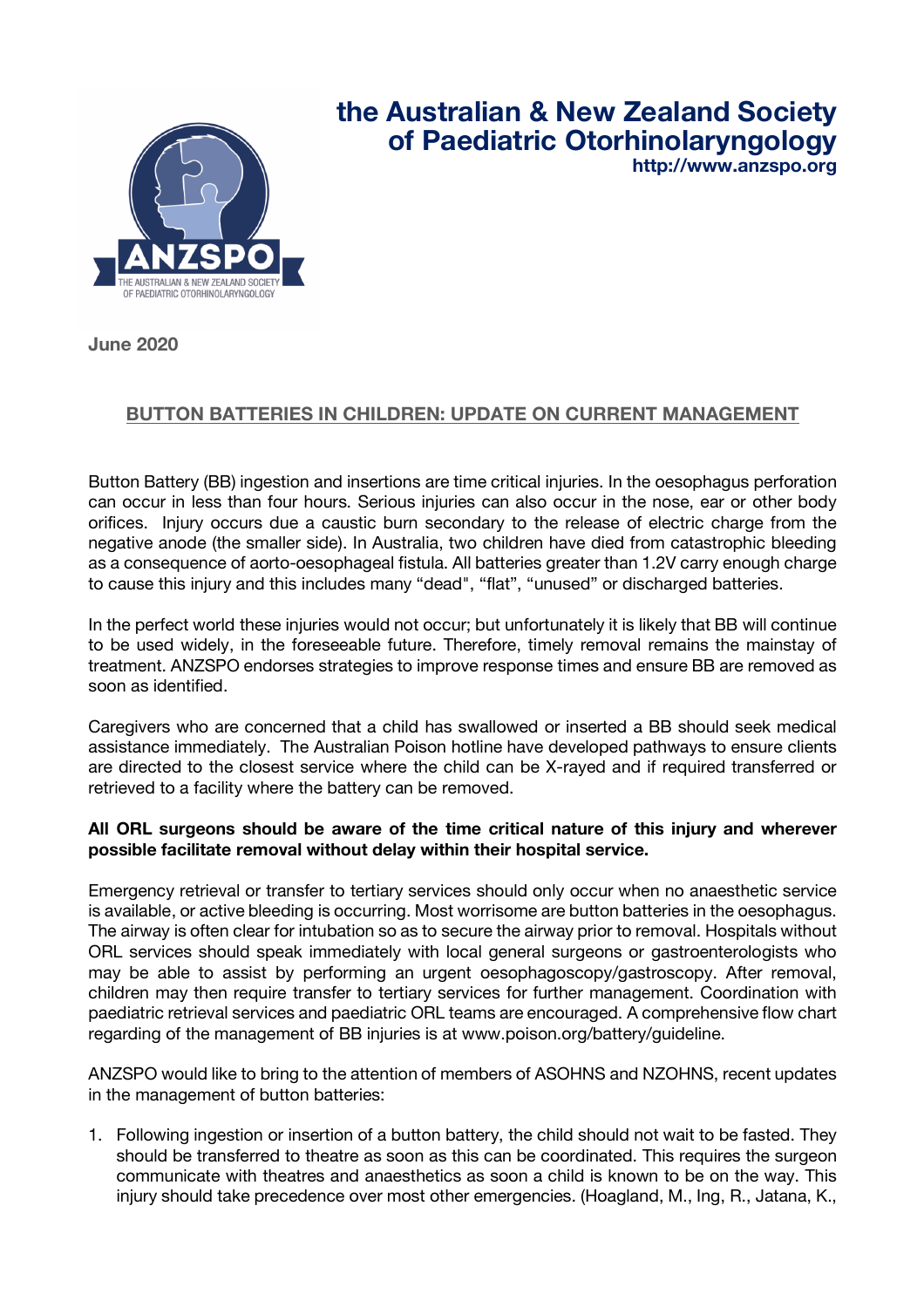# the Australian & New Zealand Society of Paediatric Otorhinolaryngology

**http://www.anzspo.org**

**June 2020**

## BUTTON BATTERIES IN CHILDREN: UPDATE ON CURRENT MANAGEMENT

Button Battery (BB) ingestion and insertions are time critical injuries. In the oesophagus perforation can occur in less than four hours. Serious injuries can also occur in the nose, ear or other body orifices. Injury occurs due a caustic burn secondary to the release of electric charge from the negative anode (the smaller side). In Australia, two children have died from catastrophic bleeding as a consequence of aorto-oesophageal fistula. All batteries greater than 1.2V carry enough charge to cause this injury and this includes many "dead", "flat", "unused" or discharged batteries.

In the perfect world these injuries would not occur; but unfortunately it is likely that BB will continue to be used widely, in the foreseeable future. Therefore, timely removal remains the mainstay of treatment. ANZSPO endorses strategies to improve response times and ensure BB are removed as soon as identified.

Caregivers who are concerned that a child has swallowed or inserted a BB should seek medical assistance immediately. The Australian Poison hotline have developed pathways to ensure clients are directed to the closest service where the child can be X-rayed and if required transferred or retrieved to a facility where the battery can be removed.

**All ORL surgeons should be aware of the time critical nature of this injury and wherever possible facilitate removal without delay within their hospital service.**

Emergency retrieval or transfer to tertiary services should only occur when no anaesthetic service is available, or active bleeding is occurring. Most worrisome are button batteries in the oesophagus. The airway is often clear for intubation so as to secure the airway prior to removal. Hospitals without ORL services should speak immediately with local general surgeons or gastroenterologists who may be able to assist by performing an urgent oesophagoscopy/gastroscopy. After removal, children may then require transfer to tertiary services for further management. Coordination with paediatric retrieval services and paediatric ORL teams are encouraged. A comprehensive flow chart regarding of the management of BB injuries is at www.poison.org/battery/guideline.

ANZSPO would like to bring to the attention of members of ASOHNS and NZOHNS, recent updates in the management of button batteries:

1. Following ingestion or insertion of a button battery, the child should not wait to be fasted. They should be transferred to theatre as soon as this can be coordinated. This requires the surgeon communicate with theatres and anaesthetics as soon a child is known to be on the way. This injury should take precedence over most other emergencies. (Hoagland, M., Ing, R., Jatana, K.,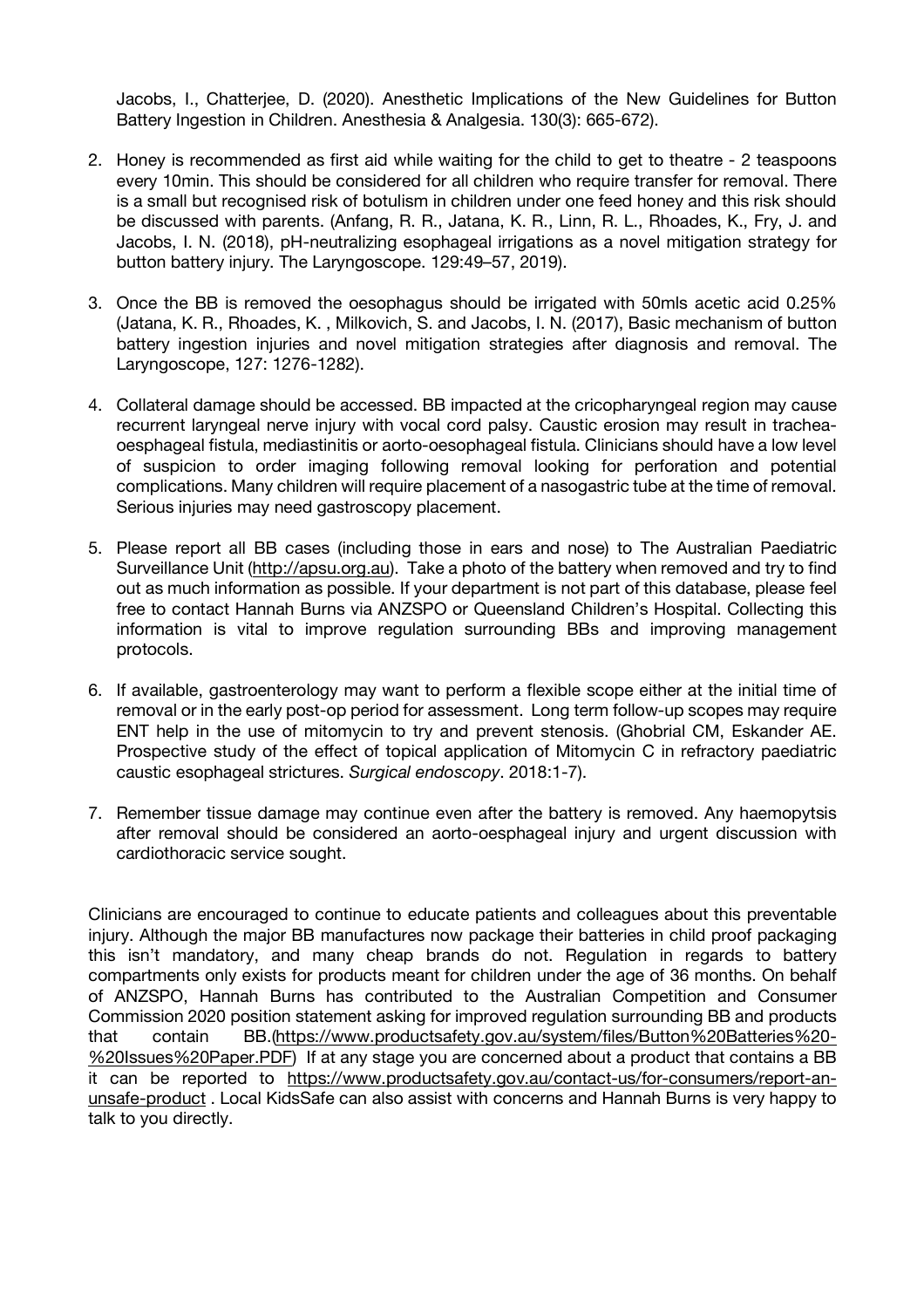Jacobs, I., Chatterjee, D. (2020). Anesthetic Implications of the New Guidelines for Button Battery Ingestion in Children. Anesthesia & Analgesia. 130(3): 665-672).

2. Honey is recommended as first aid while waiting for the child to get to theatre - 2 teaspoons every 10min. This should be considered for all children who require transfer for removal. There is a small but recognised risk of botulism in children under one feed honey and this risk should be discussed with parents. (Anfang, R. R., Jatana, K. R., Linn, R. L., Rhoades, K., Fry, J. and Jacobs, I. N. (2018), pH-neutralizing esophageal irrigations as a novel mitigation strategy for button battery injury. The Laryngoscope. 129:49–57, 2019).

3. Once the BB is removed the oesophagus should be irrigated with 50mls acetic acid 0.25% (Jatana, K. R., Rhoades, K. , Milkovich, S. and Jacobs, I. N. (2017), Basic mechanism of button battery ingestion injuries and novel mitigation strategies after diagnosis and removal. The Laryngoscope, 127: 1276-1282).

4. Collateral damage should be accessed. BB impacted at the cricopharyngeal region may cause recurrent laryngeal nerve injury with vocal cord palsy. Caustic erosion may result in trachea-oesphageal fistula, mediastinitis or aorto-oesophageal fistula. Clinicians should have a low level of suspicion to order imaging following removal looking for perforation and potential complications. Many children will require placement of a nasogastric tube at the time of removal. Serious injuries may need gastroscopy placement.

5. Please report all BB cases (including those in ears and nose) to The Australian Paediatric Surveillance Unit (http://apsu.org.au). Take a photo of the battery when removed and try to find out as much information as possible. If your department is not part of this database, please feel free to contact Hannah Burns via ANZSPO or Queensland Children's Hospital. Collecting this information is vital to improve regulation surrounding BBs and improving management protocols.

6. If available, gastroenterology may want to perform a flexible scope either at the initial time of removal or in the early post-op period for assessment. Long term follow-up scopes may require ENT help in the use of mitomycin to try and prevent stenosis. (Ghobrial CM, Eskander AE. Prospective study of the effect of topical application of Mitomycin C in refractory paediatric caustic esophageal strictures. *Surgical endoscopy*. 2018:1-7).

7. Remember tissue damage may continue even after the battery is removed. Any haemopytsis after removal should be considered an aorto-oesphageal injury and urgent discussion with cardiothoracic service sought.

Clinicians are encouraged to continue to educate patients and colleagues about this preventable injury. Although the major BB manufactures now package their batteries in child proof packaging this isn't mandatory, and many cheap brands do not. Regulation in regards to battery compartments only exists for products meant for children under the age of 36 months. On behalf of ANZSPO, Hannah Burns has contributed to the Australian Competition and Consumer Commission 2020 position statement asking for improved regulation surrounding BB and products that contain BB.(https://www.productsafety.gov.au/system/files/Button%20Batteries%20-%20Issues%20Paper.PDF) If at any stage you are concerned about a product that contains a BB it can be reported to https://www.productsafety.gov.au/contact-us/for-consumers/report-an-unsafe-product . Local KidsSafe can also assist with concerns and Hannah Burns is very happy to talk to you directly.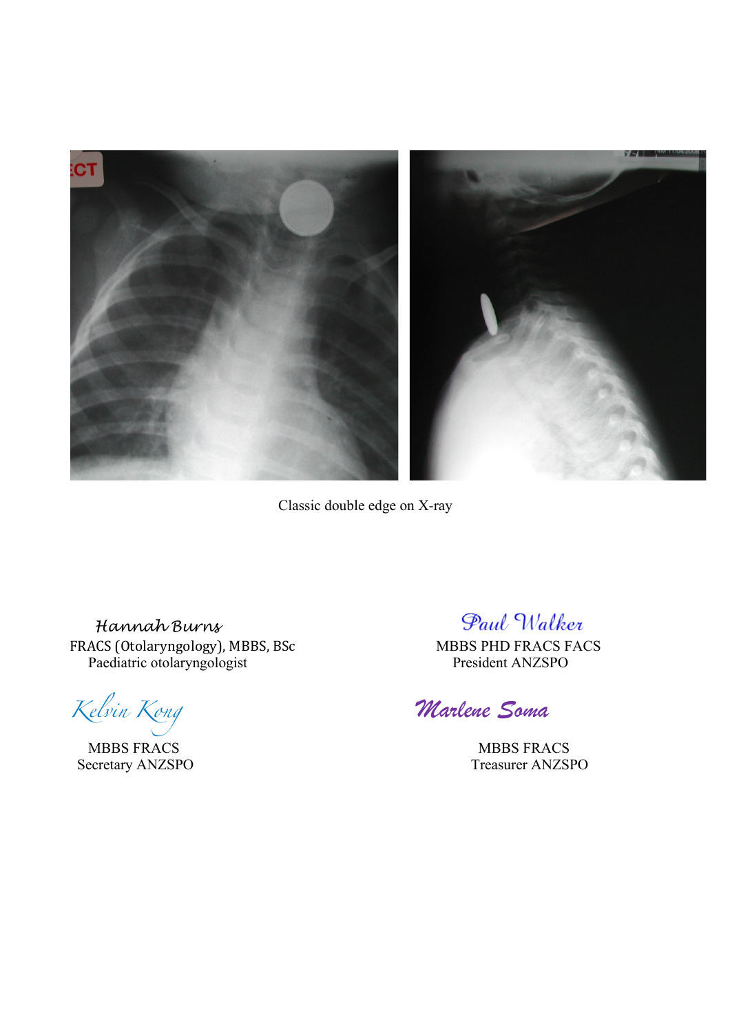Classic double edge on X-ray

Hannah Burns
FRACS (Otolaryngology), MBBS, BSc
Paediatric otolaryngologist

Paul Walker
MBBS PHD FRACS FACS
President ANZSPO

Kelvin Kong
MBBS FRACS
Secretary ANZSPO

Marlene Soma
MBBS FRACS
Treasurer ANZSPO